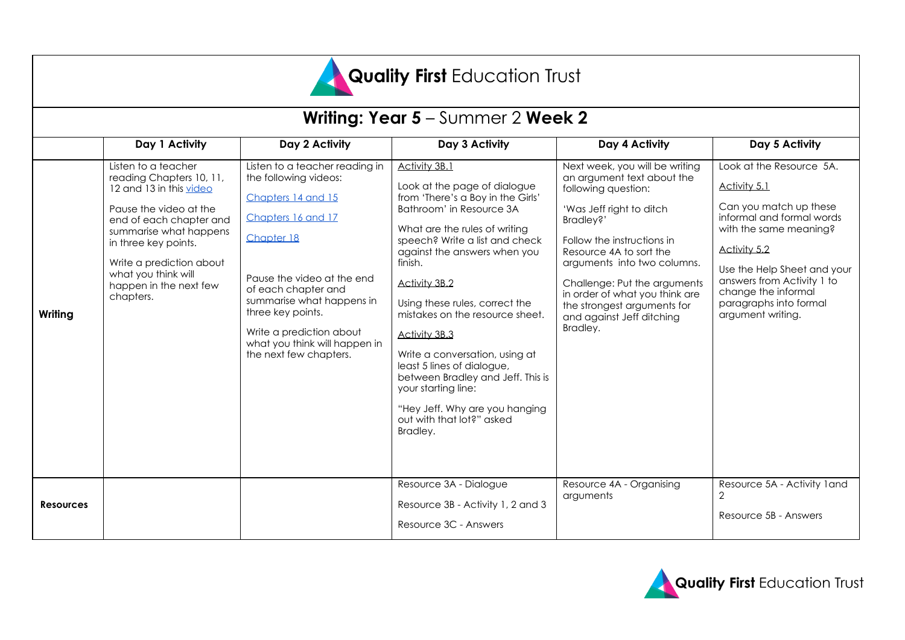# **Quality First** Education Trust

## **Writing: Year 5** – Summer 2 **Week 2**

| | Day 1 Activity | Day 2 Activity | Day 3 Activity | Day 4 Activity | Day 5 Activity |
|---|---|---|---|---|---|
| **Writing** | Listen to a teacher reading Chapters 10, 11, 12 and 13 in this video<br><br>Pause the video at the end of each chapter and summarise what happens in three key points.<br><br>Write a prediction about what you think will happen in the next few chapters. | Listen to a teacher reading in the following videos:<br><br>Chapters 14 and 15<br><br>Chapters 16 and 17<br><br>Chapter 18<br><br>Pause the video at the end of each chapter and summarise what happens in three key points.<br><br>Write a prediction about what you think will happen in the next few chapters. | Activity 3B.1<br><br>Look at the page of dialogue from 'There's a Boy in the Girls' Bathroom' in Resource 3A<br><br>What are the rules of writing speech? Write a list and check against the answers when you finish.<br><br>Activity 3B.2<br><br>Using these rules, correct the mistakes on the resource sheet.<br><br>Activity 3B.3<br><br>Write a conversation, using at least 5 lines of dialogue, between Bradley and Jeff. This is your starting line:<br><br>"Hey Jeff. Why are you hanging out with that lot?" asked Bradley. | Next week, you will be writing an argument text about the following question:<br><br>'Was Jeff right to ditch Bradley?'<br><br>Follow the instructions in Resource 4A to sort the arguments into two columns.<br><br>Challenge: Put the arguments in order of what you think are the strongest arguments for and against Jeff ditching Bradley. | Look at the Resource 5A.<br><br>Activity 5.1<br><br>Can you match up these informal and formal words with the same meaning?<br><br>Activity 5.2<br><br>Use the Help Sheet and your answers from Activity 1 to change the informal paragraphs into formal argument writing. |
| **Resources** | | | Resource 3A - Dialogue<br><br>Resource 3B - Activity 1, 2 and 3<br><br>Resource 3C - Answers | Resource 4A - Organising arguments | Resource 5A - Activity 1and 2<br><br>Resource 5B - Answers |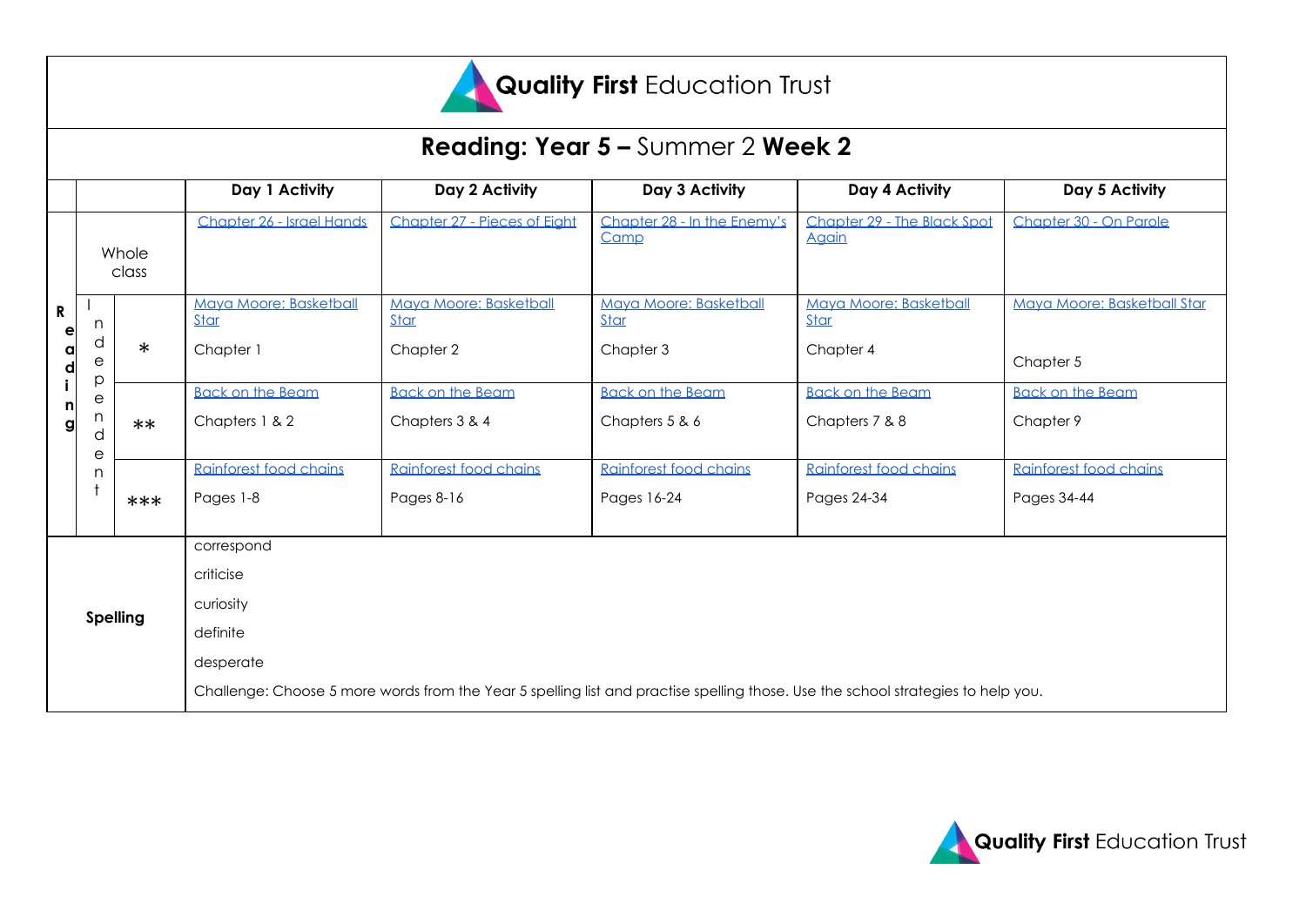Quality First Education Trust

# Reading: Year 5 – Summer 2 Week 2

| | | | Day 1 Activity | Day 2 Activity | Day 3 Activity | Day 4 Activity | Day 5 Activity |
|---|---|---|---|---|---|---|---|
| Reading | Whole class | | Chapter 26 - Israel Hands | Chapter 27 - Pieces of Eight | Chapter 28 - In the Enemy's Camp | Chapter 29 - The Black Spot Again | Chapter 30 - On Parole |
| | Independent | * | Maya Moore: Basketball Star<br>Chapter 1 | Maya Moore: Basketball Star<br>Chapter 2 | Maya Moore: Basketball Star<br>Chapter 3 | Maya Moore: Basketball Star<br>Chapter 4 | Maya Moore: Basketball Star<br>Chapter 5 |
| | | ** | Back on the Beam<br>Chapters 1 & 2 | Back on the Beam<br>Chapters 3 & 4 | Back on the Beam<br>Chapters 5 & 6 | Back on the Beam<br>Chapters 7 & 8 | Back on the Beam<br>Chapter 9 |
| | | *** | Rainforest food chains<br>Pages 1-8 | Rainforest food chains<br>Pages 8-16 | Rainforest food chains<br>Pages 16-24 | Rainforest food chains<br>Pages 24-34 | Rainforest food chains<br>Pages 34-44 |
| **Spelling** | | | correspond<br>criticise<br>curiosity<br>definite<br>desperate<br>Challenge: Choose 5 more words from the Year 5 spelling list and practise spelling those. Use the school strategies to help you. | | | | |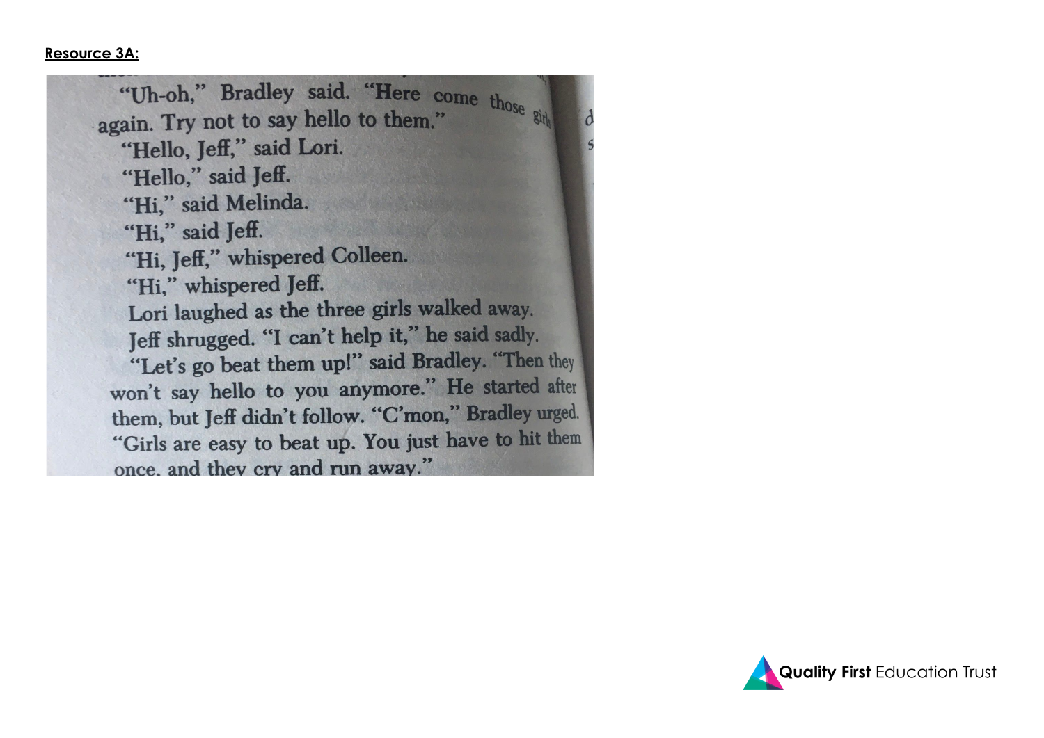**Resource 3A:**

"Uh-oh," Bradley said. "Here come those girls again. Try not to say hello to them."

"Hello, Jeff," said Lori.

"Hello," said Jeff.

"Hi," said Melinda.

"Hi," said Jeff.

"Hi, Jeff," whispered Colleen.

"Hi," whispered Jeff.

Lori laughed as the three girls walked away.

Jeff shrugged. "I can't help it," he said sadly.

"Let's go beat them up!" said Bradley. "Then they won't say hello to you anymore." He started after them, but Jeff didn't follow. "C'mon," Bradley urged. "Girls are easy to beat up. You just have to hit them once, and they cry and run away."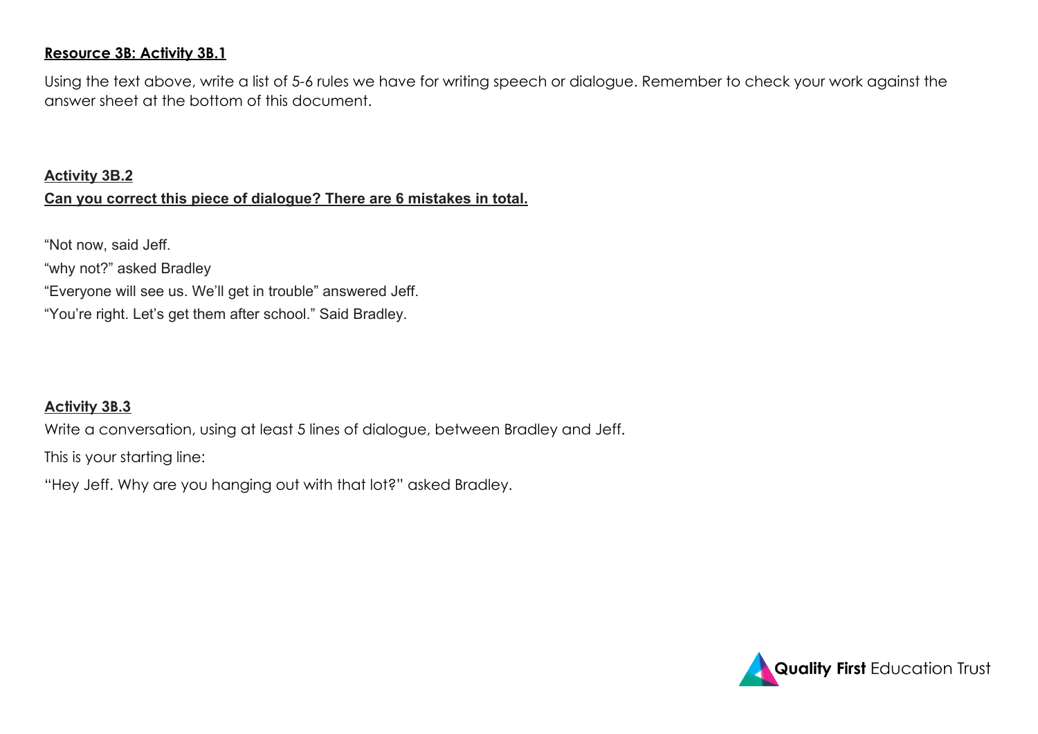**Resource 3B: Activity 3B.1**

Using the text above, write a list of 5-6 rules we have for writing speech or dialogue. Remember to check your work against the answer sheet at the bottom of this document.

**Activity 3B.2**

**Can you correct this piece of dialogue? There are 6 mistakes in total.**

“Not now, said Jeff.

“why not?” asked Bradley

“Everyone will see us. We’ll get in trouble” answered Jeff.

“You’re right. Let’s get them after school.” Said Bradley.

**Activity 3B.3**

Write a conversation, using at least 5 lines of dialogue, between Bradley and Jeff.

This is your starting line:

“Hey Jeff. Why are you hanging out with that lot?” asked Bradley.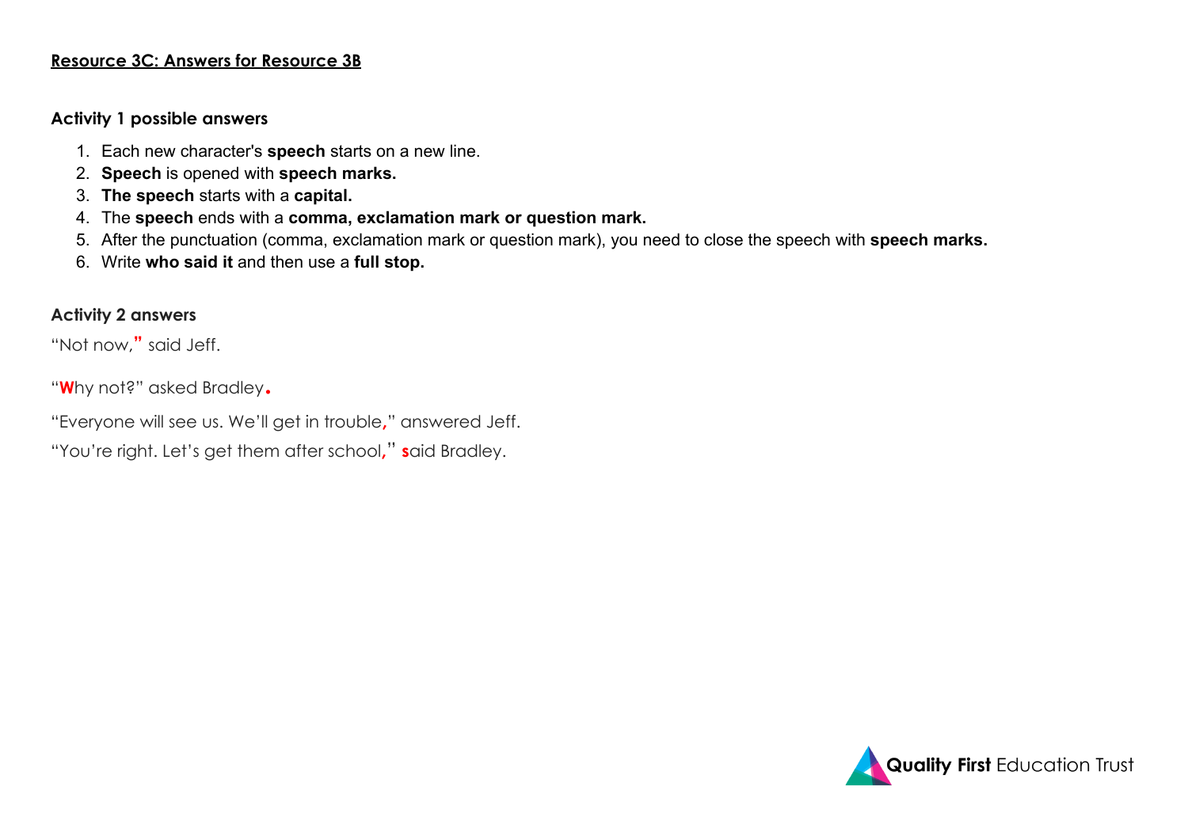## Resource 3C: Answers for Resource 3B

### Activity 1 possible answers

1. Each new character's **speech** starts on a new line.
2. **Speech** is opened with **speech marks.**
3. **The speech** starts with a **capital.**
4. The **speech** ends with a **comma, exclamation mark or question mark.**
5. After the punctuation (comma, exclamation mark or question mark), you need to close the speech with **speech marks.**
6. Write **who said it** and then use a **full stop.**

### Activity 2 answers

"Not now," said Jeff.

"Why not?" asked Bradley.

"Everyone will see us. We'll get in trouble," answered Jeff.

"You're right. Let's get them after school," said Bradley.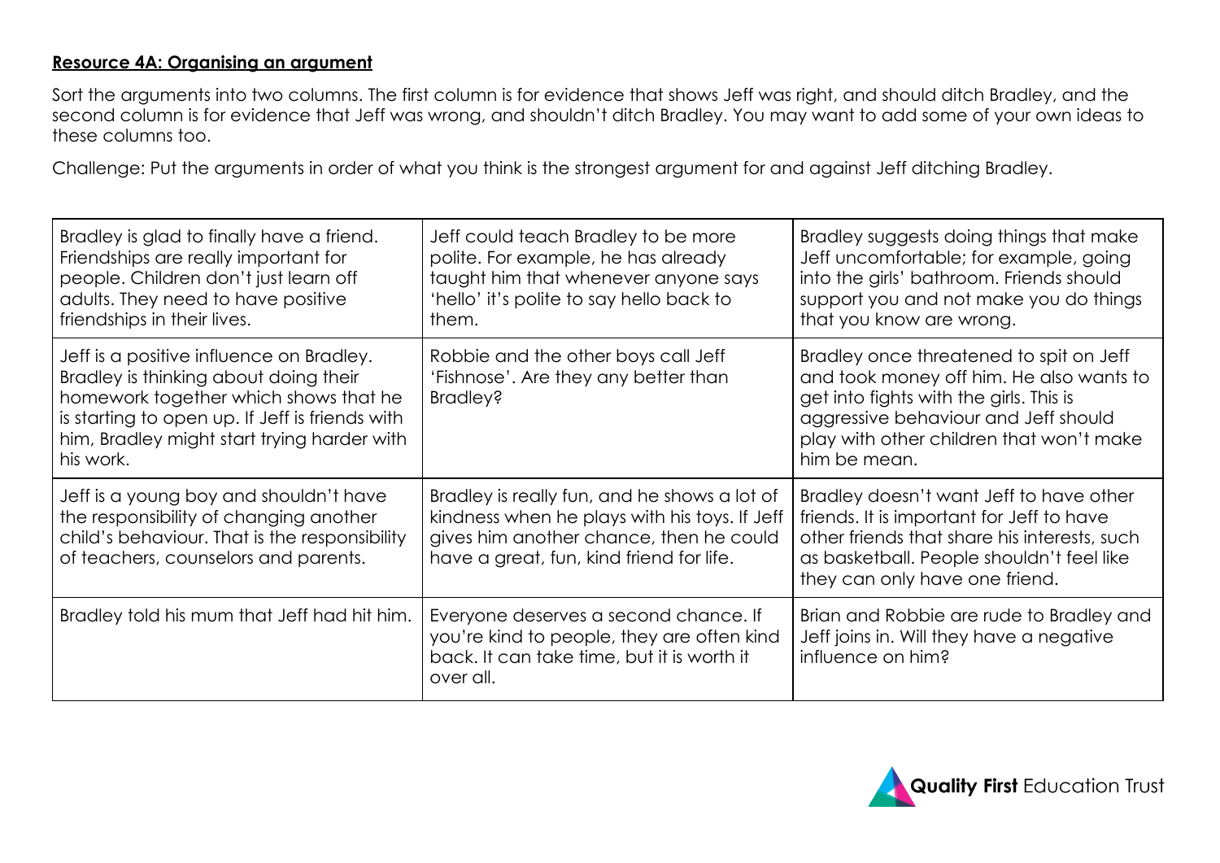**Resource 4A: Organising an argument**

Sort the arguments into two columns. The first column is for evidence that shows Jeff was right, and should ditch Bradley, and the second column is for evidence that Jeff was wrong, and shouldn't ditch Bradley. You may want to add some of your own ideas to these columns too.

Challenge: Put the arguments in order of what you think is the strongest argument for and against Jeff ditching Bradley.

| | | |
|---|---|---|
| Bradley is glad to finally have a friend. Friendships are really important for people. Children don't just learn off adults. They need to have positive friendships in their lives. | Jeff could teach Bradley to be more polite. For example, he has already taught him that whenever anyone says 'hello' it's polite to say hello back to them. | Bradley suggests doing things that make Jeff uncomfortable; for example, going into the girls' bathroom. Friends should support you and not make you do things that you know are wrong. |
| Jeff is a positive influence on Bradley. Bradley is thinking about doing their homework together which shows that he is starting to open up. If Jeff is friends with him, Bradley might start trying harder with his work. | Robbie and the other boys call Jeff 'Fishnose'. Are they any better than Bradley? | Bradley once threatened to spit on Jeff and took money off him. He also wants to get into fights with the girls. This is aggressive behaviour and Jeff should play with other children that won't make him be mean. |
| Jeff is a young boy and shouldn't have the responsibility of changing another child's behaviour. That is the responsibility of teachers, counselors and parents. | Bradley is really fun, and he shows a lot of kindness when he plays with his toys. If Jeff gives him another chance, then he could have a great, fun, kind friend for life. | Bradley doesn't want Jeff to have other friends. It is important for Jeff to have other friends that share his interests, such as basketball. People shouldn't feel like they can only have one friend. |
| Bradley told his mum that Jeff had hit him. | Everyone deserves a second chance. If you're kind to people, they are often kind back. It can take time, but it is worth it over all. | Brian and Robbie are rude to Bradley and Jeff joins in. Will they have a negative influence on him? |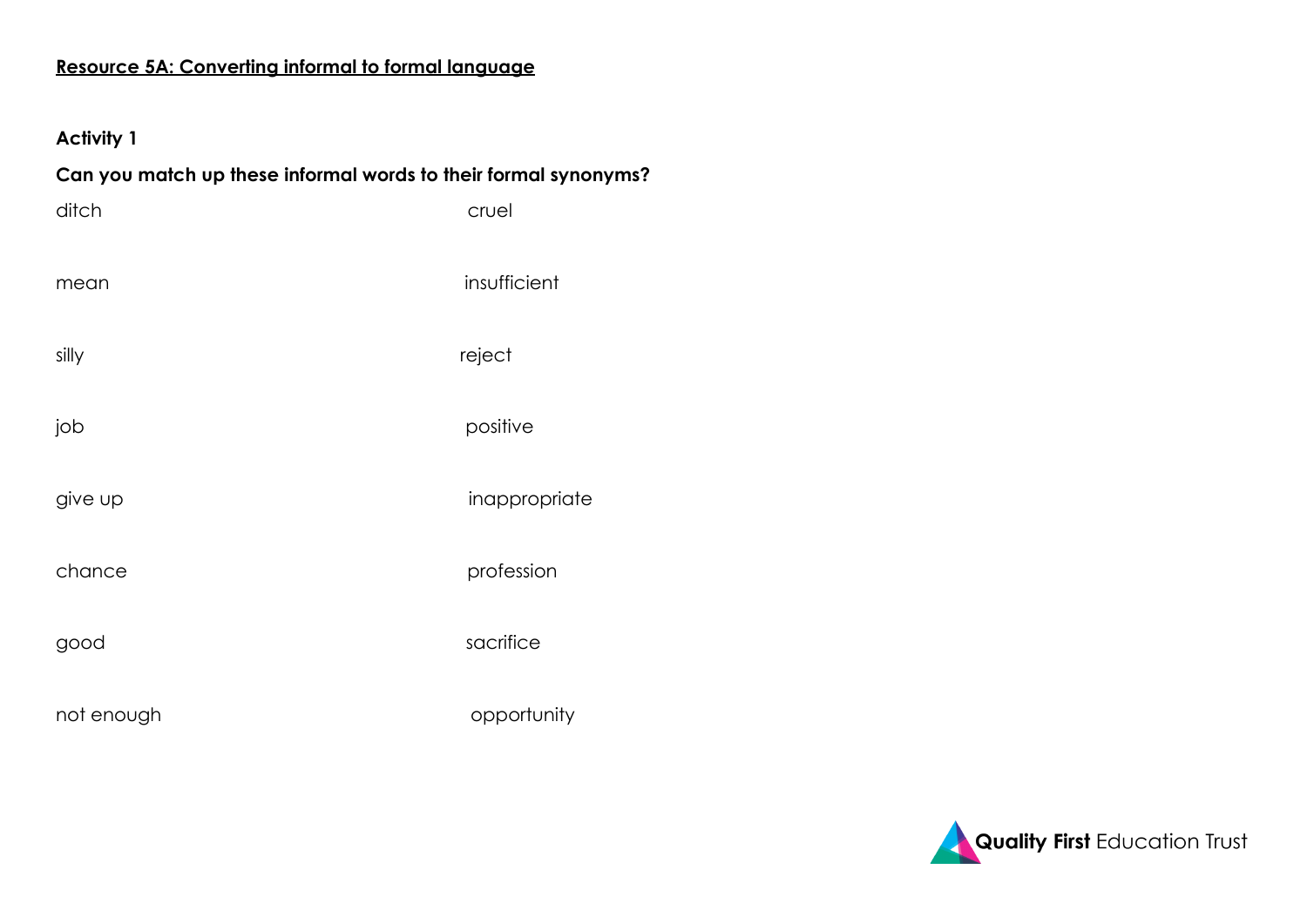## Resource 5A: Converting informal to formal language

### Activity 1

**Can you match up these informal words to their formal synonyms?**

| | |
|---|---|
| ditch | cruel |
| mean | insufficient |
| silly | reject |
| job | positive |
| give up | inappropriate |
| chance | profession |
| good | sacrifice |
| not enough | opportunity |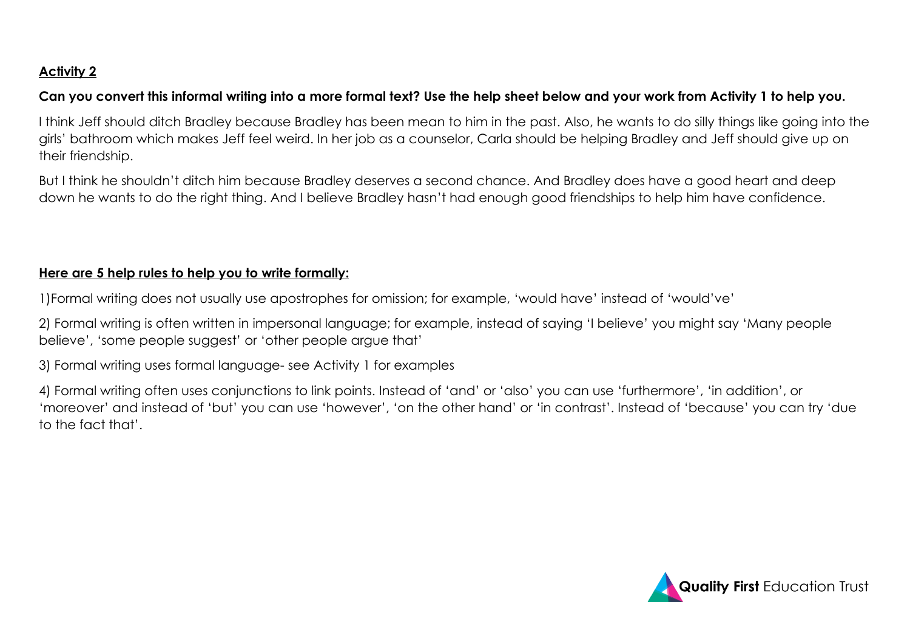**Activity 2**

**Can you convert this informal writing into a more formal text? Use the help sheet below and your work from Activity 1 to help you.**

I think Jeff should ditch Bradley because Bradley has been mean to him in the past. Also, he wants to do silly things like going into the girls' bathroom which makes Jeff feel weird. In her job as a counselor, Carla should be helping Bradley and Jeff should give up on their friendship.

But I think he shouldn't ditch him because Bradley deserves a second chance. And Bradley does have a good heart and deep down he wants to do the right thing. And I believe Bradley hasn't had enough good friendships to help him have confidence.

**Here are 5 help rules to help you to write formally:**

1)Formal writing does not usually use apostrophes for omission; for example, 'would have' instead of 'would've'

2) Formal writing is often written in impersonal language; for example, instead of saying 'I believe' you might say 'Many people believe', 'some people suggest' or 'other people argue that'

3) Formal writing uses formal language- see Activity 1 for examples

4) Formal writing often uses conjunctions to link points. Instead of 'and' or 'also' you can use 'furthermore', 'in addition', or 'moreover' and instead of 'but' you can use 'however', 'on the other hand' or 'in contrast'. Instead of 'because' you can try 'due to the fact that'.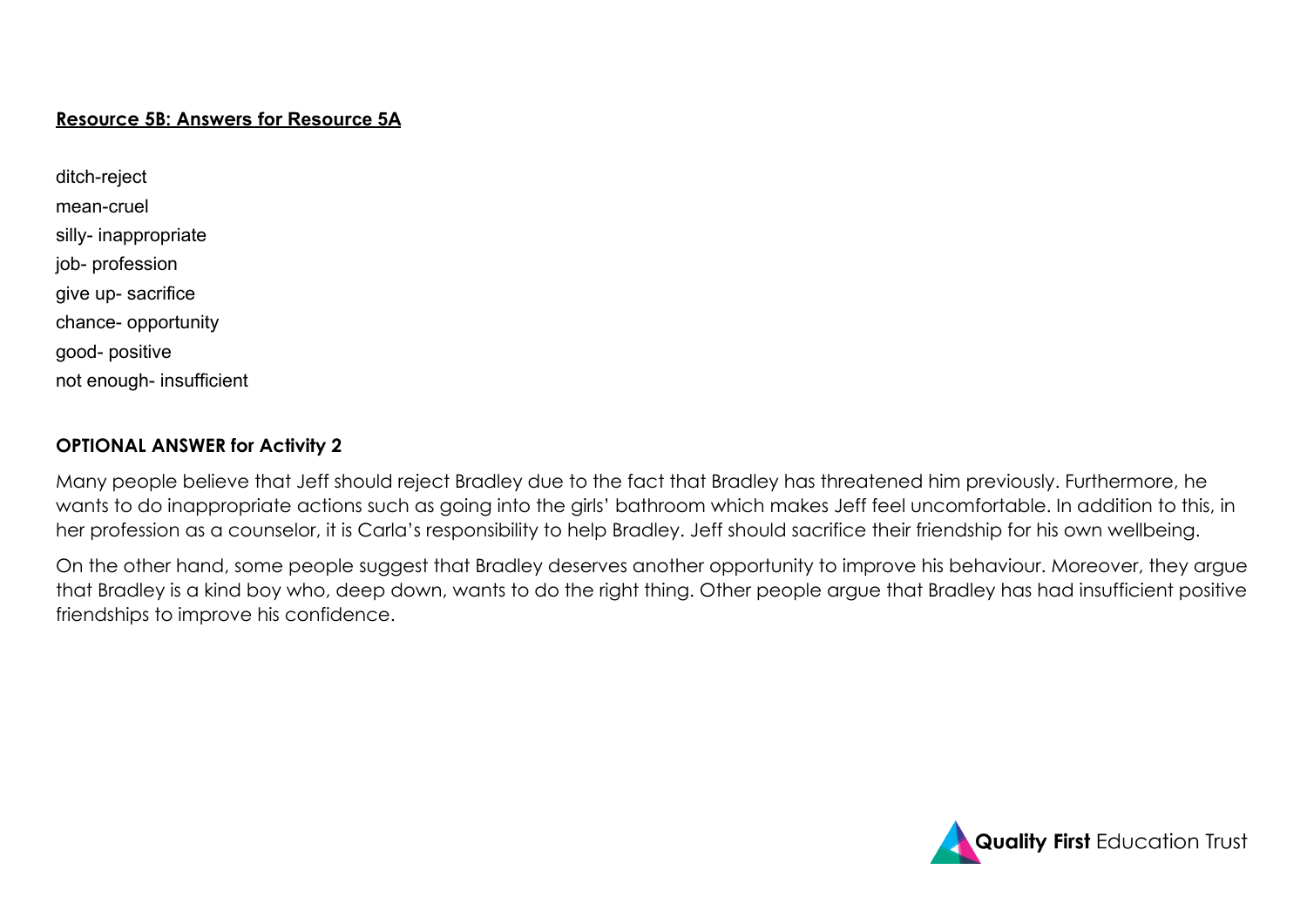**Resource 5B: Answers for Resource 5A**

ditch-reject

mean-cruel

silly- inappropriate

job- profession

give up- sacrifice

chance- opportunity

good- positive

not enough- insufficient

**OPTIONAL ANSWER for Activity 2**

Many people believe that Jeff should reject Bradley due to the fact that Bradley has threatened him previously. Furthermore, he wants to do inappropriate actions such as going into the girls' bathroom which makes Jeff feel uncomfortable. In addition to this, in her profession as a counselor, it is Carla's responsibility to help Bradley. Jeff should sacrifice their friendship for his own wellbeing.

On the other hand, some people suggest that Bradley deserves another opportunity to improve his behaviour. Moreover, they argue that Bradley is a kind boy who, deep down, wants to do the right thing. Other people argue that Bradley has had insufficient positive friendships to improve his confidence.

**Quality First** Education Trust